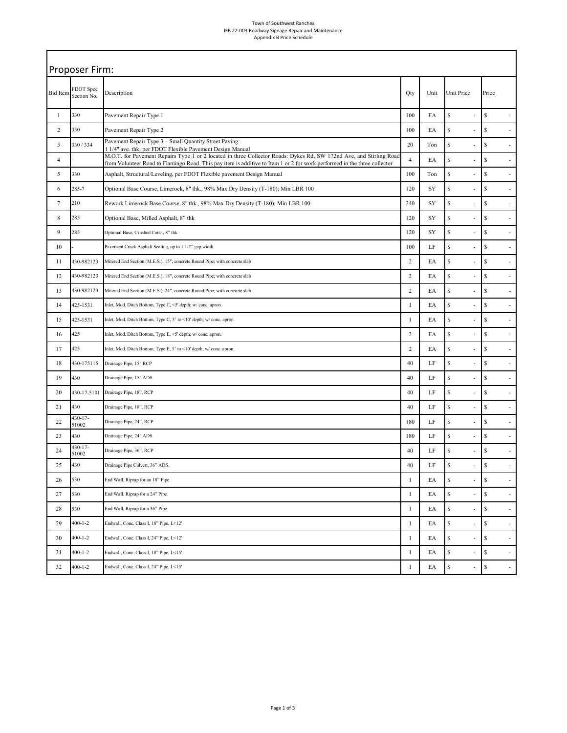Town of Southwest Ranches
IFB 22-003 Roadway Signage Repair and Maintenance
Appendix B Price Schedule

## Proposer Firm:

| Bid Item | FDOT Spec Section No. | Description | Qty | Unit | Unit Price | Price |
|---|---|---|---|---|---|---|
| 1 | 330 | Pavement Repair Type 1 | 100 | EA | $ - | $ - |
| 2 | 330 | Pavement Repair Type 2 | 100 | EA | $ - | $ - |
| 3 | 330 / 334 | Pavement Repair Type 3 – Small Quantity Street Paving: 1 1/4" ave. thk; per FDOT Flexible Pavement Design Manual | 20 | Ton | $ - | $ - |
| 4 | - | M.O.T. for Pavement Repairs Type 1 or 2 located in three Collector Roads: Dykes Rd, SW 172nd Ave, and Stirling Road from Volunteer Road to Flamingo Road. This pay item is additive to Item 1 or 2 for work performed in the three collector | 4 | EA | $ - | $ - |
| 5 | 330 | Asphalt, Structural/Leveling, per FDOT Flexible pavement Design Manual | 100 | Ton | $ - | $ - |
| 6 | 285-7 | Optional Base Course, Limerock, 8" thk., 98% Max Dry Density (T-180); Min LBR 100 | 120 | SY | $ - | $ - |
| 7 | 210 | Rework Limerock Base Course, 8" thk., 98% Max Dry Density (T-180); Min LBR 100 | 240 | SY | $ - | $ - |
| 8 | 285 | Optional Base, Milled Asphalt, 8" thk | 120 | SY | $ - | $ - |
| 9 | 285 | Optional Base, Crushed Conc., 8" thk | 120 | SY | $ - | $ - |
| 10 | - | Pavement Crack Asphalt Sealing, up to 1 1/2" gap width. | 100 | LF | $ - | $ - |
| 11 | 430-982123 | Mitered End Section (M.E.S.), 15", concrete Round Pipe; with concrete slab | 2 | EA | $ - | $ - |
| 12 | 430-982123 | Mitered End Section (M.E.S.), 18", concrete Round Pipe; with concrete slab | 2 | EA | $ - | $ - |
| 13 | 430-982123 | Mitered End Section (M.E.S.), 24", concrete Round Pipe; with concrete slab | 2 | EA | $ - | $ - |
| 14 | 425-1531 | Inlet, Mod. Ditch Bottom, Type C, <5' depth; w/ conc. apron. | 1 | EA | $ - | $ - |
| 15 | 425-1531 | Inlet, Mod. Ditch Bottom, Type C, 5' to <10' depth; w/ conc. apron. | 1 | EA | $ - | $ - |
| 16 | 425 | Inlet, Mod. Ditch Bottom, Type E, <5' depth; w/ conc. apron. | 2 | EA | $ - | $ - |
| 17 | 425 | Inlet, Mod. Ditch Bottom, Type E, 5' to <10' depth; w/ conc. apron. | 2 | EA | $ - | $ - |
| 18 | 430-175115 | Drainage Pipe, 15" RCP | 40 | LF | $ - | $ - |
| 19 | 430 | Drainage Pipe, 15" ADS | 40 | LF | $ - | $ - |
| 20 | 430-17-5101 | Drainage Pipe, 18", RCP | 40 | LF | $ - | $ - |
| 21 | 430 | Drainage Pipe, 18", RCP | 40 | LF | $ - | $ - |
| 22 | 430-17-51002 | Drainage Pipe, 24", RCP | 180 | LF | $ - | $ - |
| 23 | 430 | Drainage Pipe, 24" ADS | 180 | LF | $ - | $ - |
| 24 | 430-17-51002 | Drainage Pipe, 36", RCP | 40 | LF | $ - | $ - |
| 25 | 430 | Drainage Pipe Culvert, 36" ADS. | 40 | LF | $ - | $ - |
| 26 | 530 | End Wall, Riprap for an 18" Pipe | 1 | EA | $ - | $ - |
| 27 | 530 | End Wall, Riprap for a 24" Pipe | 1 | EA | $ - | $ - |
| 28 | 530 | End Wall, Riprap for a 36" Pipe | 1 | EA | $ - | $ - |
| 29 | 400-1-2 | Endwall, Conc. Class I, 18" Pipe, L<12' | 1 | EA | $ - | $ - |
| 30 | 400-1-2 | Endwall, Conc. Class I, 24" Pipe, L<12' | 1 | EA | $ - | $ - |
| 31 | 400-1-2 | Endwall, Conc. Class I, 18" Pipe, L<15' | 1 | EA | $ - | $ - |
| 32 | 400-1-2 | Endwall, Conc. Class I, 24" Pipe, L<15' | 1 | EA | $ - | $ - |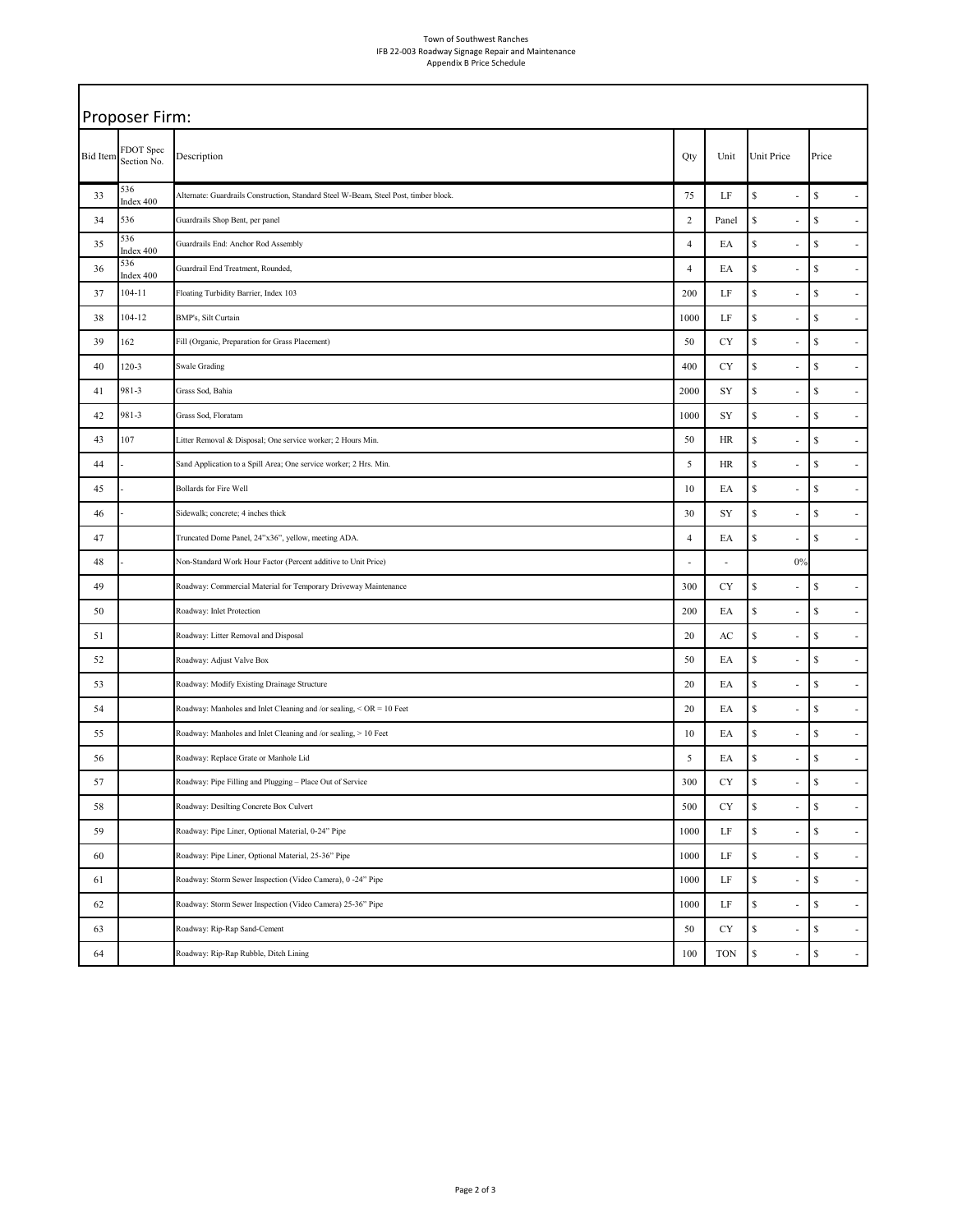Town of Southwest Ranches
IFB 22-003 Roadway Signage Repair and Maintenance
Appendix B Price Schedule

## Proposer Firm:

| Bid Item | FDOT Spec Section No. | Description | Qty | Unit | Unit Price | Price |
|---|---|---|---|---|---|---|
| 33 | 536 Index 400 | Alternate: Guardrails Construction, Standard Steel W-Beam, Steel Post, timber block. | 75 | LF | $ - | $ - |
| 34 | 536 | Guardrails Shop Bent, per panel | 2 | Panel | $ - | $ - |
| 35 | 536 Index 400 | Guardrails End: Anchor Rod Assembly | 4 | EA | $ - | $ - |
| 36 | 536 Index 400 | Guardrail End Treatment, Rounded, | 4 | EA | $ - | $ - |
| 37 | 104-11 | Floating Turbidity Barrier, Index 103 | 200 | LF | $ - | $ - |
| 38 | 104-12 | BMP's, Silt Curtain | 1000 | LF | $ - | $ - |
| 39 | 162 | Fill (Organic, Preparation for Grass Placement) | 50 | CY | $ - | $ - |
| 40 | 120-3 | Swale Grading | 400 | CY | $ - | $ - |
| 41 | 981-3 | Grass Sod, Bahia | 2000 | SY | $ - | $ - |
| 42 | 981-3 | Grass Sod, Floratam | 1000 | SY | $ - | $ - |
| 43 | 107 | Litter Removal & Disposal; One service worker; 2 Hours Min. | 50 | HR | $ - | $ - |
| 44 | - | Sand Application to a Spill Area; One service worker; 2 Hrs. Min. | 5 | HR | $ - | $ - |
| 45 | - | Bollards for Fire Well | 10 | EA | $ - | $ - |
| 46 | - | Sidewalk; concrete; 4 inches thick | 30 | SY | $ - | $ - |
| 47 | | Truncated Dome Panel, 24"x36", yellow, meeting ADA. | 4 | EA | $ - | $ - |
| 48 | - | Non-Standard Work Hour Factor (Percent additive to Unit Price) | - | - | 0% | |
| 49 | | Roadway: Commercial Material for Temporary Driveway Maintenance | 300 | CY | $ - | $ - |
| 50 | | Roadway: Inlet Protection | 200 | EA | $ - | $ - |
| 51 | | Roadway: Litter Removal and Disposal | 20 | AC | $ - | $ - |
| 52 | | Roadway: Adjust Valve Box | 50 | EA | $ - | $ - |
| 53 | | Roadway: Modify Existing Drainage Structure | 20 | EA | $ - | $ - |
| 54 | | Roadway: Manholes and Inlet Cleaning and /or sealing, < OR = 10 Feet | 20 | EA | $ - | $ - |
| 55 | | Roadway: Manholes and Inlet Cleaning and /or sealing, > 10 Feet | 10 | EA | $ - | $ - |
| 56 | | Roadway: Replace Grate or Manhole Lid | 5 | EA | $ - | $ - |
| 57 | | Roadway: Pipe Filling and Plugging – Place Out of Service | 300 | CY | $ - | $ - |
| 58 | | Roadway: Desilting Concrete Box Culvert | 500 | CY | $ - | $ - |
| 59 | | Roadway: Pipe Liner, Optional Material, 0-24" Pipe | 1000 | LF | $ - | $ - |
| 60 | | Roadway: Pipe Liner, Optional Material, 25-36" Pipe | 1000 | LF | $ - | $ - |
| 61 | | Roadway: Storm Sewer Inspection (Video Camera), 0 -24" Pipe | 1000 | LF | $ - | $ - |
| 62 | | Roadway: Storm Sewer Inspection (Video Camera) 25-36" Pipe | 1000 | LF | $ - | $ - |
| 63 | | Roadway: Rip-Rap Sand-Cement | 50 | CY | $ - | $ - |
| 64 | | Roadway: Rip-Rap Rubble, Ditch Lining | 100 | TON | $ - | $ - |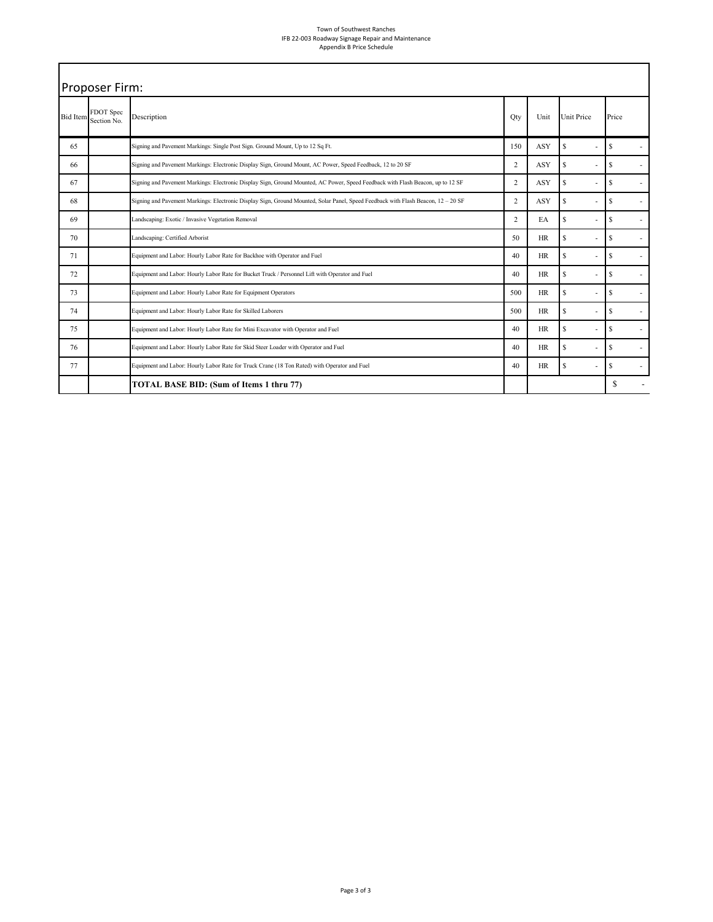Town of Southwest Ranches
IFB 22-003 Roadway Signage Repair and Maintenance
Appendix B Price Schedule

## Proposer Firm:

| Bid Item | FDOT Spec Section No. | Description | Qty | Unit | Unit Price | Price |
|---|---|---|---|---|---|---|
| 65 | | Signing and Pavement Markings: Single Post Sign. Ground Mount, Up to 12 Sq Ft. | 150 | ASY | $ - | $ - |
| 66 | | Signing and Pavement Markings: Electronic Display Sign, Ground Mount, AC Power, Speed Feedback, 12 to 20 SF | 2 | ASY | $ - | $ - |
| 67 | | Signing and Pavement Markings: Electronic Display Sign, Ground Mounted, AC Power, Speed Feedback with Flash Beacon, up to 12 SF | 2 | ASY | $ - | $ - |
| 68 | | Signing and Pavement Markings: Electronic Display Sign, Ground Mounted, Solar Panel, Speed Feedback with Flash Beacon, 12 – 20 SF | 2 | ASY | $ - | $ - |
| 69 | | Landscaping: Exotic / Invasive Vegetation Removal | 2 | EA | $ - | $ - |
| 70 | | Landscaping: Certified Arborist | 50 | HR | $ - | $ - |
| 71 | | Equipment and Labor: Hourly Labor Rate for Backhoe with Operator and Fuel | 40 | HR | $ - | $ - |
| 72 | | Equipment and Labor: Hourly Labor Rate for Bucket Truck / Personnel Lift with Operator and Fuel | 40 | HR | $ - | $ - |
| 73 | | Equipment and Labor: Hourly Labor Rate for Equipment Operators | 500 | HR | $ - | $ - |
| 74 | | Equipment and Labor: Hourly Labor Rate for Skilled Laborers | 500 | HR | $ - | $ - |
| 75 | | Equipment and Labor: Hourly Labor Rate for Mini Excavator with Operator and Fuel | 40 | HR | $ - | $ - |
| 76 | | Equipment and Labor: Hourly Labor Rate for Skid Steer Loader with Operator and Fuel | 40 | HR | $ - | $ - |
| 77 | | Equipment and Labor: Hourly Labor Rate for Truck Crane (18 Ton Rated) with Operator and Fuel | 40 | HR | $ - | $ - |
| | | **TOTAL BASE BID: (Sum of Items 1 thru 77)** | | | | $ - |